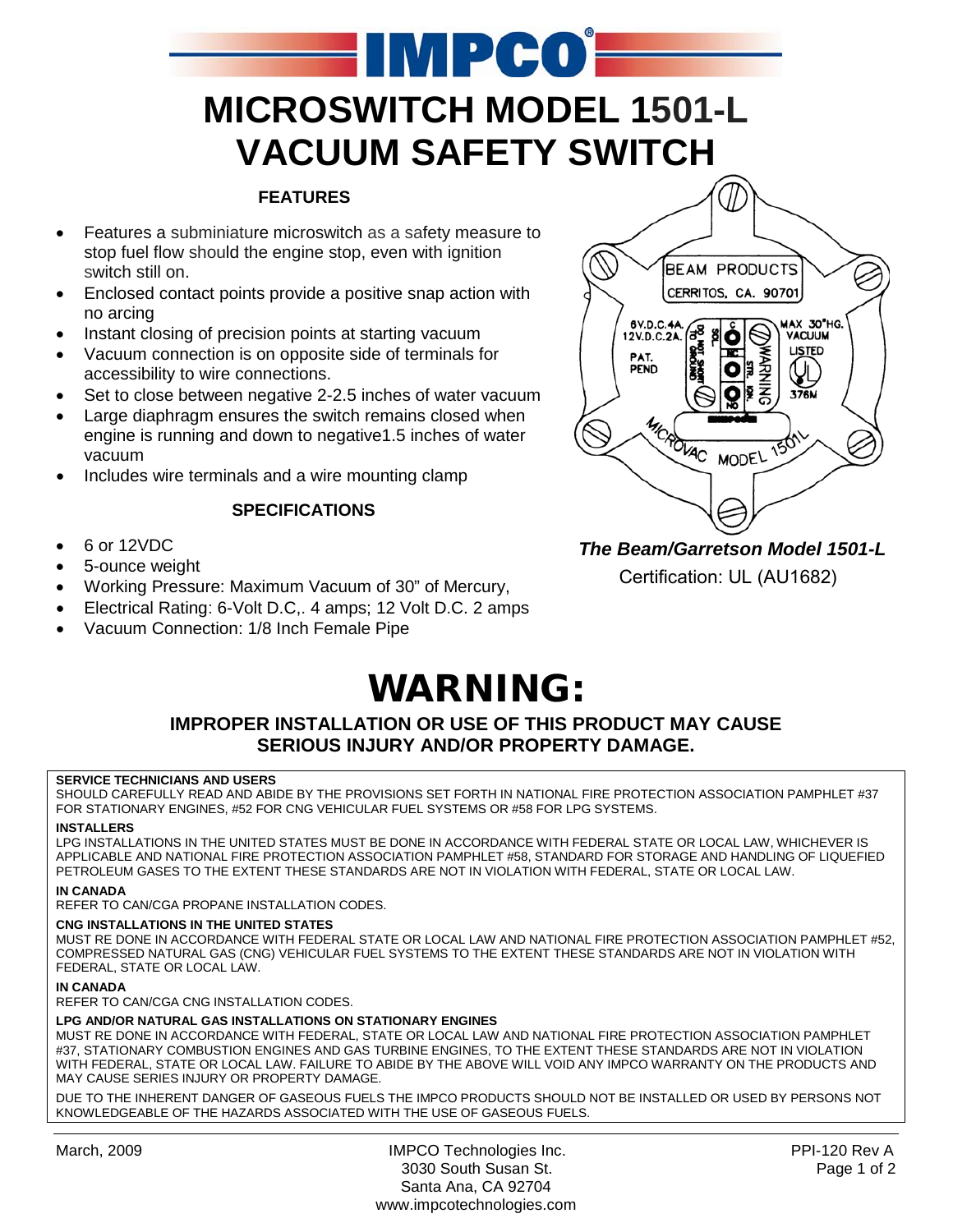# MICROSWITCH MODEL 1501-L VACUUM SAFETY SWITCH

### FEATURES

- Features a subminiature microswitch as a safety measure to stop fuel flow should the engine stop, even with ignition switch still on.
- Enclosed contact points provide a positive snap action with no arcing
- Instant closing of precision points at starting vacuum
- Vacuum connection is on opposite side of terminals for accessibility to wire connections.
- Set to close between negative 2-2.5 inches of water vacuum
- Large diaphragm ensures the switch remains closed when engine is running and down to negative1.5 inches of water vacuum
- Includes wire terminals and a wire mounting clamp

### SPECIFICATIONS

- 6 or 12VDC
- 5-ounce weight
- Working Pressure: Maximum Vacuum of 30" of Mercury,
- Electrical Rating: 6-Volt D.C,. 4 amps; 12 Volt D.C. 2 amps
- Vacuum Connection: 1/8 Inch Female Pipe

***The Beam/Garretson Model 1501-L***

Certification: UL (AU1682)

# WARNING:

**IMPROPER INSTALLATION OR USE OF THIS PRODUCT MAY CAUSE SERIOUS INJURY AND/OR PROPERTY DAMAGE.**

**SERVICE TECHNICIANS AND USERS**

SHOULD CAREFULLY READ AND ABIDE BY THE PROVISIONS SET FORTH IN NATIONAL FIRE PROTECTION ASSOCIATION PAMPHLET #37 FOR STATIONARY ENGINES, #52 FOR CNG VEHICULAR FUEL SYSTEMS OR #58 FOR LPG SYSTEMS.

**INSTALLERS**

LPG INSTALLATIONS IN THE UNITED STATES MUST BE DONE IN ACCORDANCE WITH FEDERAL STATE OR LOCAL LAW, WHICHEVER IS APPLICABLE AND NATIONAL FIRE PROTECTION ASSOCIATION PAMPHLET #58, STANDARD FOR STORAGE AND HANDLING OF LIQUEFIED PETROLEUM GASES TO THE EXTENT THESE STANDARDS ARE NOT IN VIOLATION WITH FEDERAL, STATE OR LOCAL LAW.

**IN CANADA**

REFER TO CAN/CGA PROPANE INSTALLATION CODES.

**CNG INSTALLATIONS IN THE UNITED STATES**

MUST RE DONE IN ACCORDANCE WITH FEDERAL STATE OR LOCAL LAW AND NATIONAL FIRE PROTECTION ASSOCIATION PAMPHLET #52, COMPRESSED NATURAL GAS (CNG) VEHICULAR FUEL SYSTEMS TO THE EXTENT THESE STANDARDS ARE NOT IN VIOLATION WITH FEDERAL, STATE OR LOCAL LAW.

**IN CANADA**

REFER TO CAN/CGA CNG INSTALLATION CODES.

**LPG AND/OR NATURAL GAS INSTALLATIONS ON STATIONARY ENGINES**

MUST RE DONE IN ACCORDANCE WITH FEDERAL, STATE OR LOCAL LAW AND NATIONAL FIRE PROTECTION ASSOCIATION PAMPHLET #37, STATIONARY COMBUSTION ENGINES AND GAS TURBINE ENGINES, TO THE EXTENT THESE STANDARDS ARE NOT IN VIOLATION WITH FEDERAL, STATE OR LOCAL LAW. FAILURE TO ABIDE BY THE ABOVE WILL VOID ANY IMPCO WARRANTY ON THE PRODUCTS AND MAY CAUSE SERIES INJURY OR PROPERTY DAMAGE.

DUE TO THE INHERENT DANGER OF GASEOUS FUELS THE IMPCO PRODUCTS SHOULD NOT BE INSTALLED OR USED BY PERSONS NOT KNOWLEDGEABLE OF THE HAZARDS ASSOCIATED WITH THE USE OF GASEOUS FUELS.

March, 2009

IMPCO Technologies Inc.
3030 South Susan St.
Santa Ana, CA 92704
www.impcotechnologies.com

PPI-120 Rev A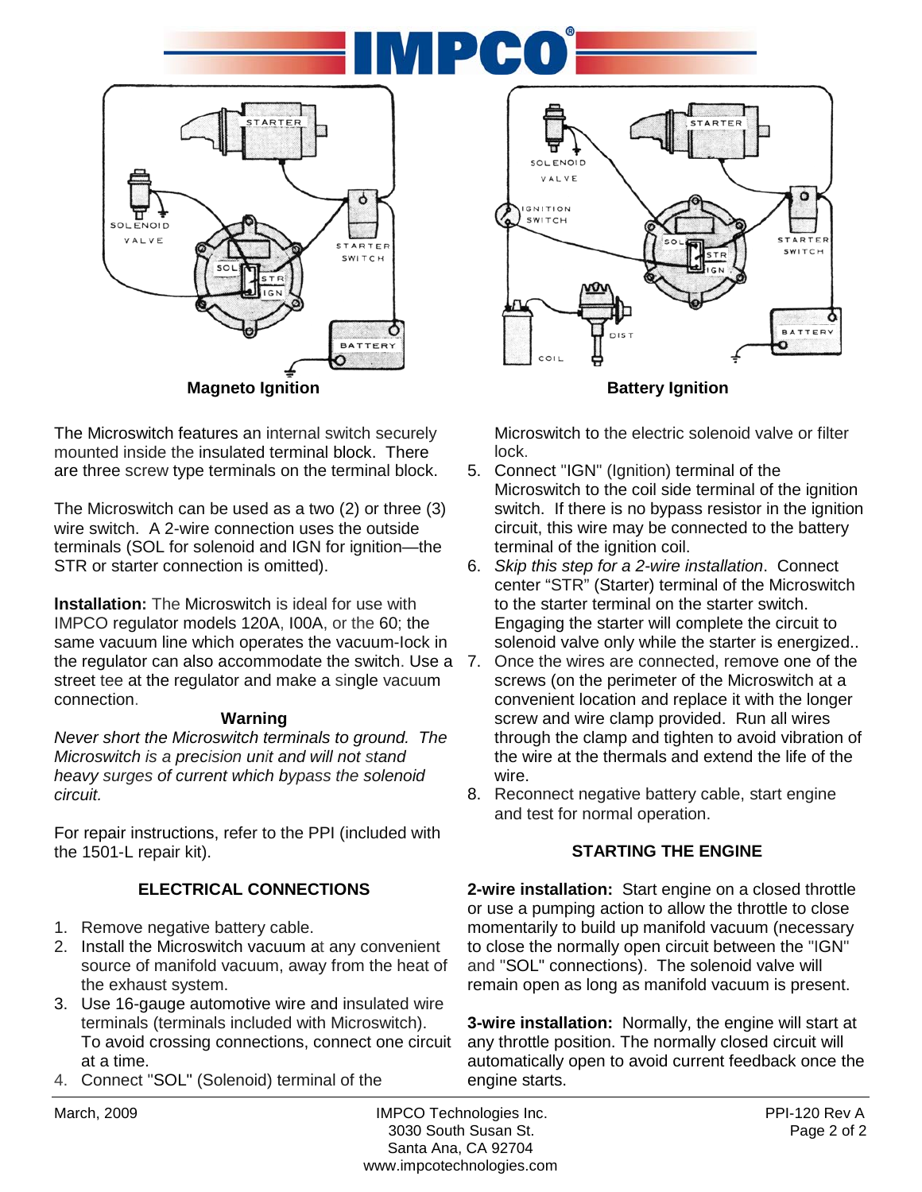# IMPCO

SOLENOID VALVE
STARTER
STARTER SWITCH
SOL
STR
IGN
BATTERY

**Magneto Ignition**

SOLENOID VALVE
STARTER
IGNITION SWITCH
SOL
STR
IGN
STARTER SWITCH
COIL
DIST
BATTERY

**Battery Ignition**

The Microswitch features an internal switch securely mounted inside the insulated terminal block. There are three screw type terminals on the terminal block.

The Microswitch can be used as a two (2) or three (3) wire switch. A 2-wire connection uses the outside terminals (SOL for solenoid and IGN for ignition—the STR or starter connection is omitted).

**Installation:** The Microswitch is ideal for use with IMPCO regulator models 120A, I00A, or the 60; the same vacuum line which operates the vacuum-lock in the regulator can also accommodate the switch. Use a street tee at the regulator and make a single vacuum connection.

**Warning**

*Never short the Microswitch terminals to ground. The Microswitch is a precision unit and will not stand heavy surges of current which bypass the solenoid circuit.*

For repair instructions, refer to the PPI (included with the 1501-L repair kit).

## ELECTRICAL CONNECTIONS

1. Remove negative battery cable.
2. Install the Microswitch vacuum at any convenient source of manifold vacuum, away from the heat of the exhaust system.
3. Use 16-gauge automotive wire and insulated wire terminals (terminals included with Microswitch). To avoid crossing connections, connect one circuit at a time.
4. Connect "SOL" (Solenoid) terminal of the Microswitch to the electric solenoid valve or filter lock.
5. Connect "IGN" (Ignition) terminal of the Microswitch to the coil side terminal of the ignition switch. If there is no bypass resistor in the ignition circuit, this wire may be connected to the battery terminal of the ignition coil.
6. *Skip this step for a 2-wire installation*. Connect center “STR” (Starter) terminal of the Microswitch to the starter terminal on the starter switch. Engaging the starter will complete the circuit to solenoid valve only while the starter is energized..
7. Once the wires are connected, remove one of the screws (on the perimeter of the Microswitch at a convenient location and replace it with the longer screw and wire clamp provided. Run all wires through the clamp and tighten to avoid vibration of the wire at the thermals and extend the life of the wire.
8. Reconnect negative battery cable, start engine and test for normal operation.

## STARTING THE ENGINE

**2-wire installation:** Start engine on a closed throttle or use a pumping action to allow the throttle to close momentarily to build up manifold vacuum (necessary to close the normally open circuit between the "IGN" and "SOL" connections). The solenoid valve will remain open as long as manifold vacuum is present.

**3-wire installation:** Normally, the engine will start at any throttle position. The normally closed circuit will automatically open to avoid current feedback once the engine starts.

March, 2009

IMPCO Technologies Inc.
3030 South Susan St.
Santa Ana, CA 92704
www.impcotechnologies.com

PPI-120 Rev A